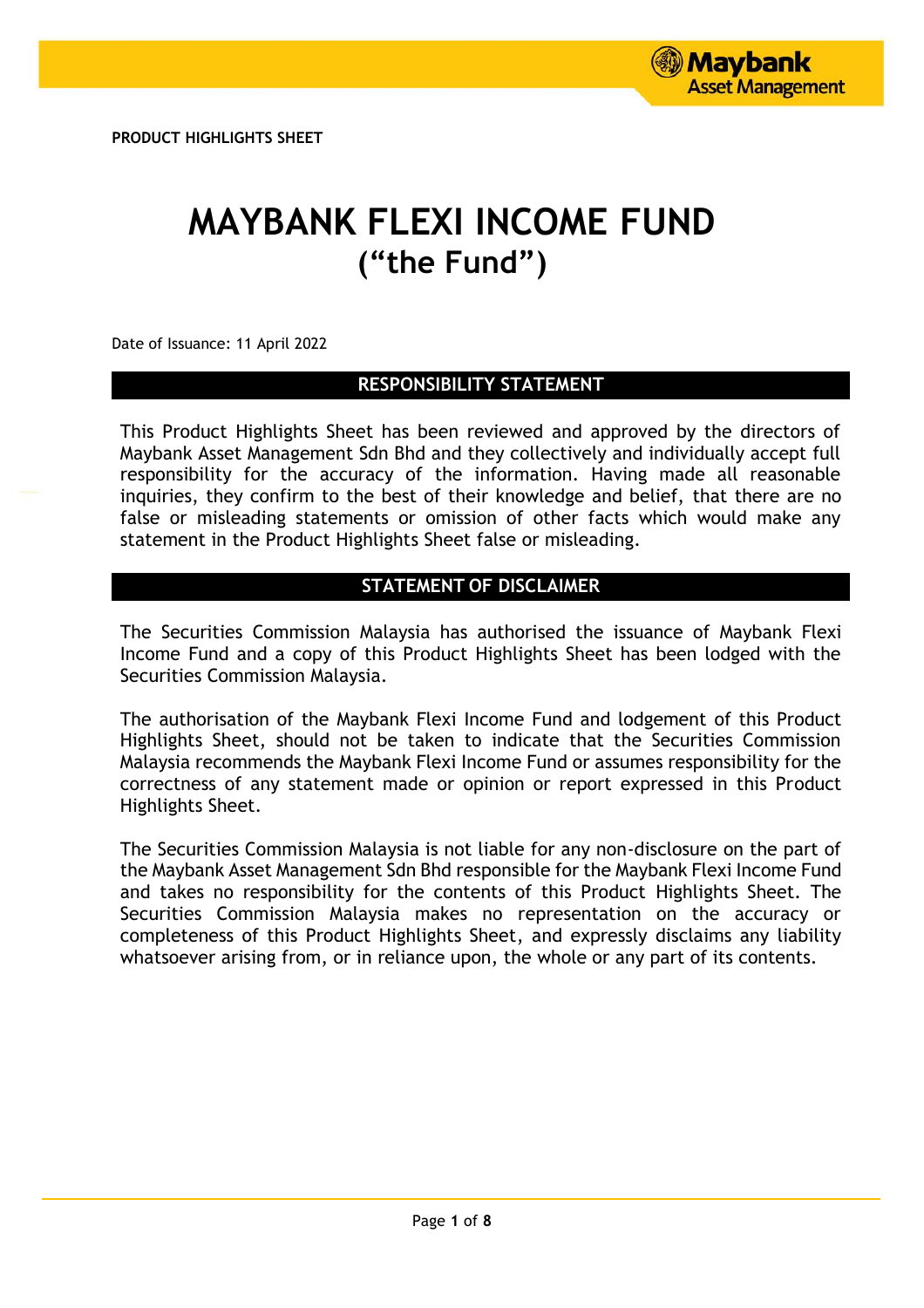PRODUCT HIGHLIGHTS SHEET

# MAYBANK FLEXI INCOME FUND
## ("the Fund")

Date of Issuance: 11 April 2022

## RESPONSIBILITY STATEMENT

This Product Highlights Sheet has been reviewed and approved by the directors of Maybank Asset Management Sdn Bhd and they collectively and individually accept full responsibility for the accuracy of the information. Having made all reasonable inquiries, they confirm to the best of their knowledge and belief, that there are no false or misleading statements or omission of other facts which would make any statement in the Product Highlights Sheet false or misleading.

## STATEMENT OF DISCLAIMER

The Securities Commission Malaysia has authorised the issuance of Maybank Flexi Income Fund and a copy of this Product Highlights Sheet has been lodged with the Securities Commission Malaysia.

The authorisation of the Maybank Flexi Income Fund and lodgement of this Product Highlights Sheet, should not be taken to indicate that the Securities Commission Malaysia recommends the Maybank Flexi Income Fund or assumes responsibility for the correctness of any statement made or opinion or report expressed in this Product Highlights Sheet.

The Securities Commission Malaysia is not liable for any non-disclosure on the part of the Maybank Asset Management Sdn Bhd responsible for the Maybank Flexi Income Fund and takes no responsibility for the contents of this Product Highlights Sheet. The Securities Commission Malaysia makes no representation on the accuracy or completeness of this Product Highlights Sheet, and expressly disclaims any liability whatsoever arising from, or in reliance upon, the whole or any part of its contents.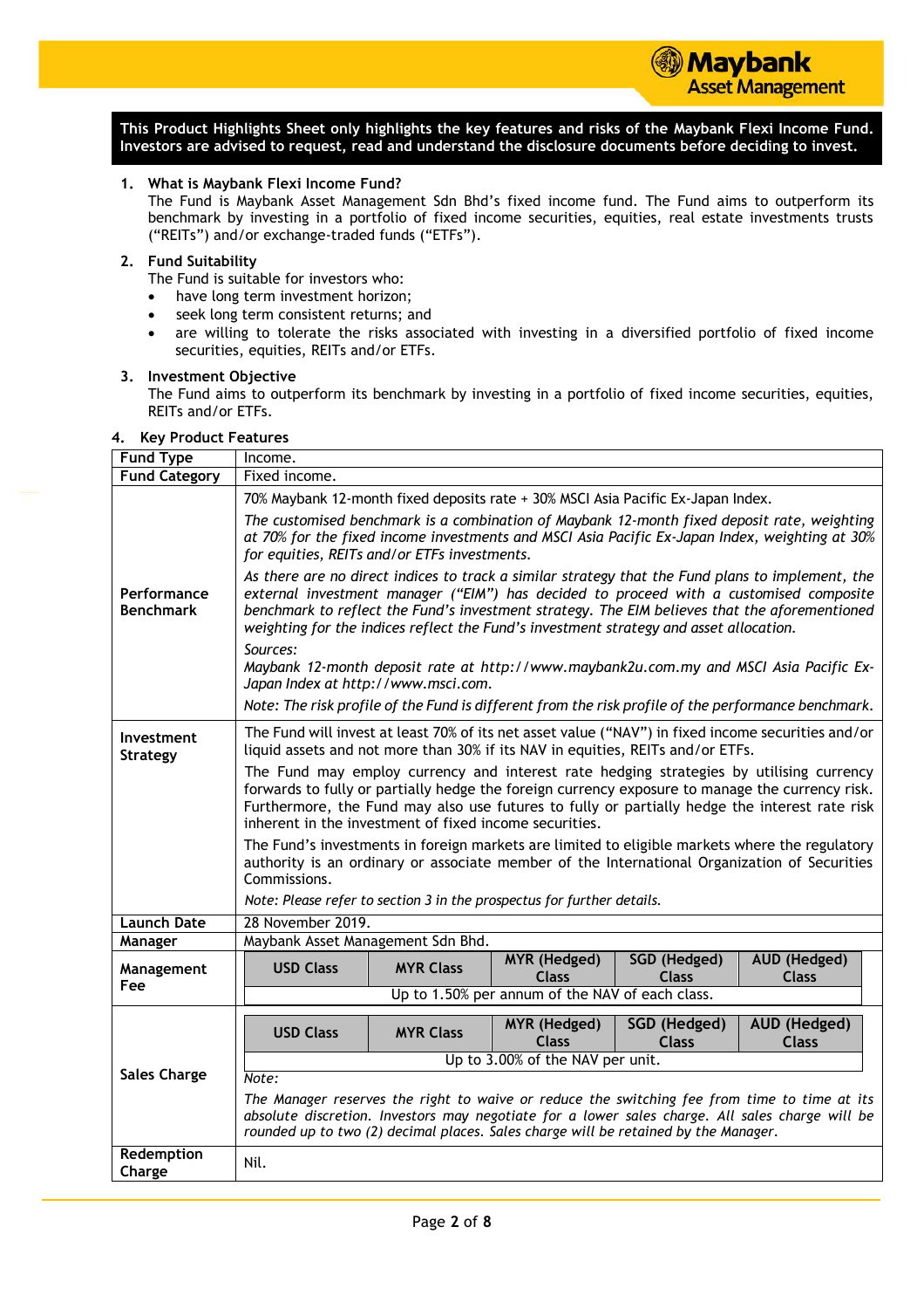**This Product Highlights Sheet only highlights the key features and risks of the Maybank Flexi Income Fund. Investors are advised to request, read and understand the disclosure documents before deciding to invest.**

## 1. What is Maybank Flexi Income Fund?

The Fund is Maybank Asset Management Sdn Bhd's fixed income fund. The Fund aims to outperform its benchmark by investing in a portfolio of fixed income securities, equities, real estate investments trusts ("REITs") and/or exchange-traded funds ("ETFs").

## 2. Fund Suitability

The Fund is suitable for investors who:

- have long term investment horizon;
- seek long term consistent returns; and
- are willing to tolerate the risks associated with investing in a diversified portfolio of fixed income securities, equities, REITs and/or ETFs.

## 3. Investment Objective

The Fund aims to outperform its benchmark by investing in a portfolio of fixed income securities, equities, REITs and/or ETFs.

## 4. Key Product Features

| | |
|---|---|
| **Fund Type** | Income. |
| **Fund Category** | Fixed income. |
| **Performance Benchmark** | 70% Maybank 12-month fixed deposits rate + 30% MSCI Asia Pacific Ex-Japan Index.<br><br>*The customised benchmark is a combination of Maybank 12-month fixed deposit rate, weighting at 70% for the fixed income investments and MSCI Asia Pacific Ex-Japan Index, weighting at 30% for equities, REITs and/or ETFs investments.*<br><br>*As there are no direct indices to track a similar strategy that the Fund plans to implement, the external investment manager ("EIM") has decided to proceed with a customised composite benchmark to reflect the Fund's investment strategy. The EIM believes that the aforementioned weighting for the indices reflect the Fund's investment strategy and asset allocation.*<br><br>*Sources:*<br>*Maybank 12-month deposit rate at http://www.maybank2u.com.my and MSCI Asia Pacific Ex-Japan Index at http://www.msci.com.*<br><br>*Note: The risk profile of the Fund is different from the risk profile of the performance benchmark.* |
| **Investment Strategy** | The Fund will invest at least 70% of its net asset value ("NAV") in fixed income securities and/or liquid assets and not more than 30% if its NAV in equities, REITs and/or ETFs.<br><br>The Fund may employ currency and interest rate hedging strategies by utilising currency forwards to fully or partially hedge the foreign currency exposure to manage the currency risk. Furthermore, the Fund may also use futures to fully or partially hedge the interest rate risk inherent in the investment of fixed income securities.<br><br>The Fund's investments in foreign markets are limited to eligible markets where the regulatory authority is an ordinary or associate member of the International Organization of Securities Commissions.<br><br>*Note: Please refer to section 3 in the prospectus for further details.* |
| **Launch Date** | 28 November 2019. |
| **Manager** | Maybank Asset Management Sdn Bhd. |
| **Management Fee** | **USD Class** \| **MYR Class** \| **MYR (Hedged) Class** \| **SGD (Hedged) Class** \| **AUD (Hedged) Class**<br>Up to 1.50% per annum of the NAV of each class. |
| **Sales Charge** | **USD Class** \| **MYR Class** \| **MYR (Hedged) Class** \| **SGD (Hedged) Class** \| **AUD (Hedged) Class**<br>Up to 3.00% of the NAV per unit.<br><br>*Note:*<br>*The Manager reserves the right to waive or reduce the switching fee from time to time at its absolute discretion. Investors may negotiate for a lower sales charge. All sales charge will be rounded up to two (2) decimal places. Sales charge will be retained by the Manager.* |
| **Redemption Charge** | Nil. |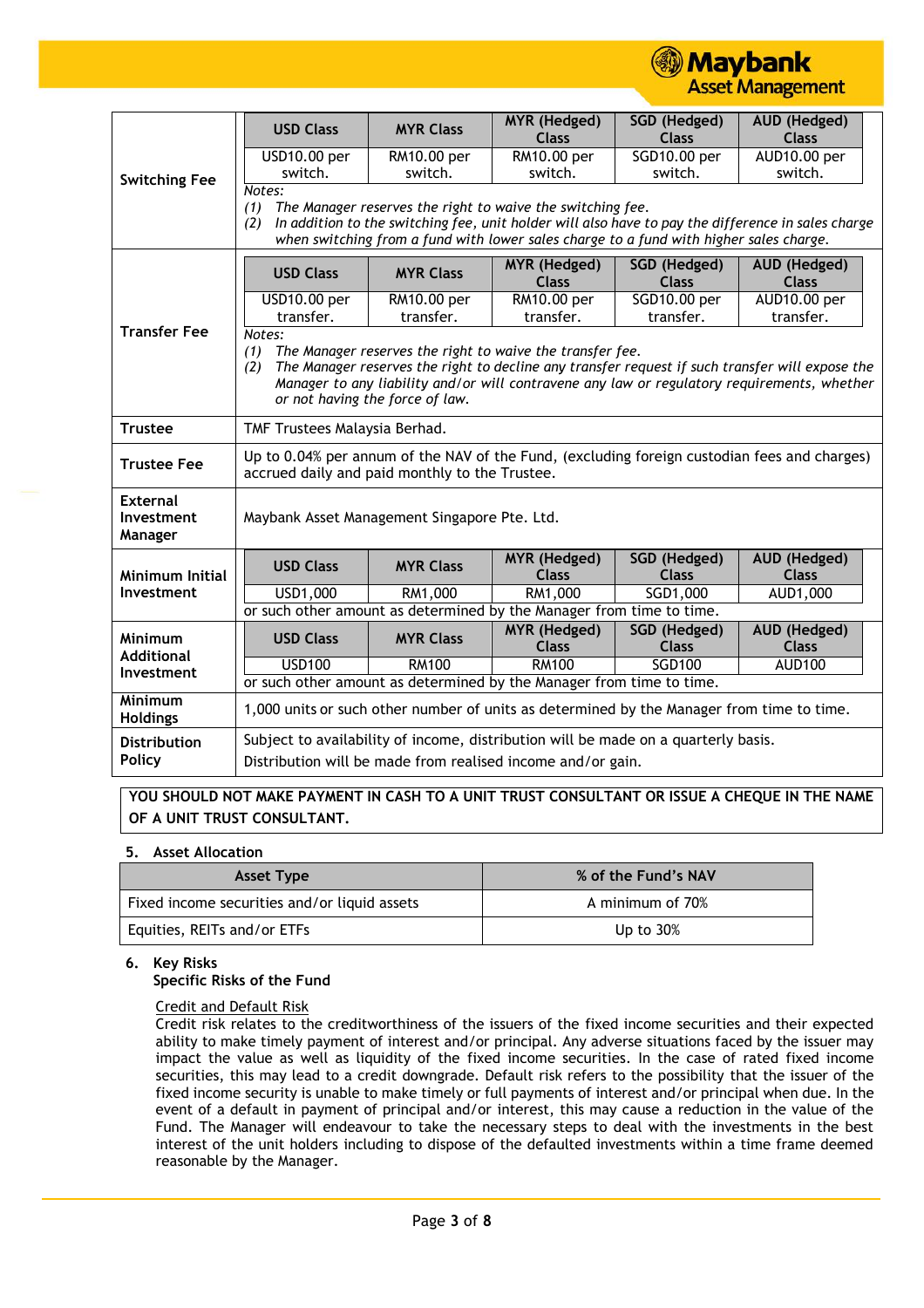| | |
|---|---|
| **Switching Fee** | **USD Class**: USD10.00 per switch. / **MYR Class**: RM10.00 per switch. / **MYR (Hedged) Class**: RM10.00 per switch. / **SGD (Hedged) Class**: SGD10.00 per switch. / **AUD (Hedged) Class**: AUD10.00 per switch.<br>*Notes:*<br>*(1) The Manager reserves the right to waive the switching fee.*<br>*(2) In addition to the switching fee, unit holder will also have to pay the difference in sales charge when switching from a fund with lower sales charge to a fund with higher sales charge.* |
| **Transfer Fee** | **USD Class**: USD10.00 per transfer. / **MYR Class**: RM10.00 per transfer. / **MYR (Hedged) Class**: RM10.00 per transfer. / **SGD (Hedged) Class**: SGD10.00 per transfer. / **AUD (Hedged) Class**: AUD10.00 per transfer.<br>*Notes:*<br>*(1) The Manager reserves the right to waive the transfer fee.*<br>*(2) The Manager reserves the right to decline any transfer request if such transfer will expose the Manager to any liability and/or will contravene any law or regulatory requirements, whether or not having the force of law.* |
| **Trustee** | TMF Trustees Malaysia Berhad. |
| **Trustee Fee** | Up to 0.04% per annum of the NAV of the Fund, (excluding foreign custodian fees and charges) accrued daily and paid monthly to the Trustee. |
| **External Investment Manager** | Maybank Asset Management Singapore Pte. Ltd. |
| **Minimum Initial Investment** | **USD Class**: USD1,000 / **MYR Class**: RM1,000 / **MYR (Hedged) Class**: RM1,000 / **SGD (Hedged) Class**: SGD1,000 / **AUD (Hedged) Class**: AUD1,000<br>or such other amount as determined by the Manager from time to time. |
| **Minimum Additional Investment** | **USD Class**: USD100 / **MYR Class**: RM100 / **MYR (Hedged) Class**: RM100 / **SGD (Hedged) Class**: SGD100 / **AUD (Hedged) Class**: AUD100<br>or such other amount as determined by the Manager from time to time. |
| **Minimum Holdings** | 1,000 units or such other number of units as determined by the Manager from time to time. |
| **Distribution Policy** | Subject to availability of income, distribution will be made on a quarterly basis.<br>Distribution will be made from realised income and/or gain. |

**YOU SHOULD NOT MAKE PAYMENT IN CASH TO A UNIT TRUST CONSULTANT OR ISSUE A CHEQUE IN THE NAME OF A UNIT TRUST CONSULTANT.**

## 5. Asset Allocation

| Asset Type | % of the Fund's NAV |
|---|---|
| Fixed income securities and/or liquid assets | A minimum of 70% |
| Equities, REITs and/or ETFs | Up to 30% |

## 6. Key Risks

### Specific Risks of the Fund

Credit and Default Risk

Credit risk relates to the creditworthiness of the issuers of the fixed income securities and their expected ability to make timely payment of interest and/or principal. Any adverse situations faced by the issuer may impact the value as well as liquidity of the fixed income securities. In the case of rated fixed income securities, this may lead to a credit downgrade. Default risk refers to the possibility that the issuer of the fixed income security is unable to make timely or full payments of interest and/or principal when due. In the event of a default in payment of principal and/or interest, this may cause a reduction in the value of the Fund. The Manager will endeavour to take the necessary steps to deal with the investments in the best interest of the unit holders including to dispose of the defaulted investments within a time frame deemed reasonable by the Manager.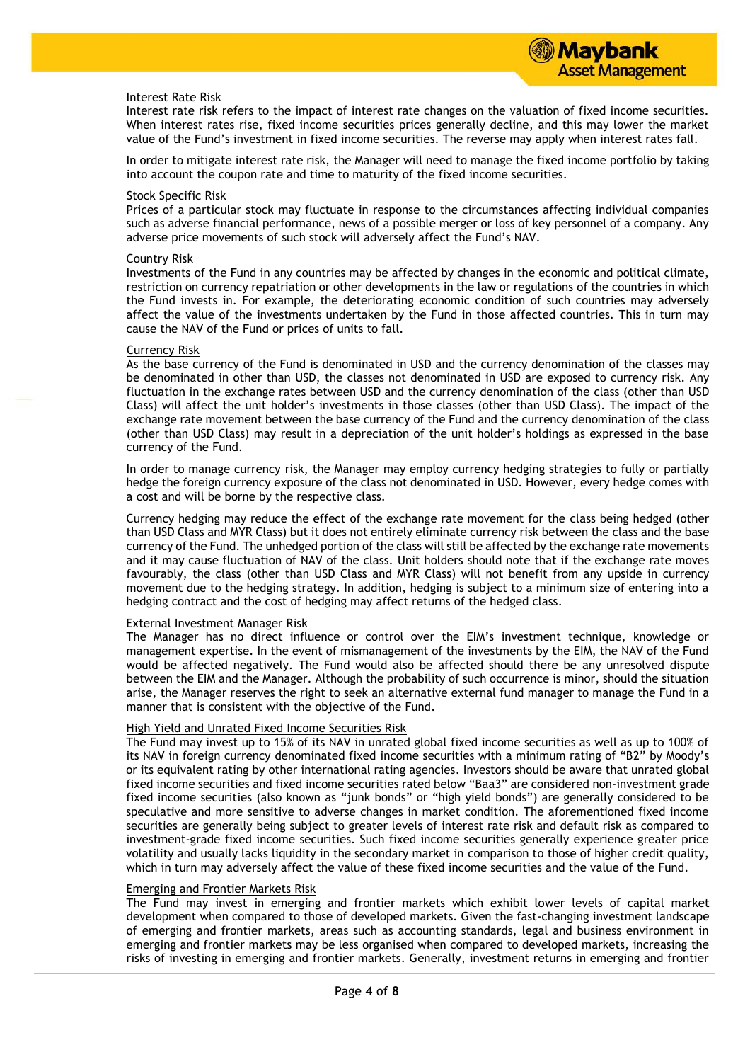Interest Rate Risk

Interest rate risk refers to the impact of interest rate changes on the valuation of fixed income securities. When interest rates rise, fixed income securities prices generally decline, and this may lower the market value of the Fund's investment in fixed income securities. The reverse may apply when interest rates fall.

In order to mitigate interest rate risk, the Manager will need to manage the fixed income portfolio by taking into account the coupon rate and time to maturity of the fixed income securities.

Stock Specific Risk

Prices of a particular stock may fluctuate in response to the circumstances affecting individual companies such as adverse financial performance, news of a possible merger or loss of key personnel of a company. Any adverse price movements of such stock will adversely affect the Fund's NAV.

Country Risk

Investments of the Fund in any countries may be affected by changes in the economic and political climate, restriction on currency repatriation or other developments in the law or regulations of the countries in which the Fund invests in. For example, the deteriorating economic condition of such countries may adversely affect the value of the investments undertaken by the Fund in those affected countries. This in turn may cause the NAV of the Fund or prices of units to fall.

Currency Risk

As the base currency of the Fund is denominated in USD and the currency denomination of the classes may be denominated in other than USD, the classes not denominated in USD are exposed to currency risk. Any fluctuation in the exchange rates between USD and the currency denomination of the class (other than USD Class) will affect the unit holder's investments in those classes (other than USD Class). The impact of the exchange rate movement between the base currency of the Fund and the currency denomination of the class (other than USD Class) may result in a depreciation of the unit holder's holdings as expressed in the base currency of the Fund.

In order to manage currency risk, the Manager may employ currency hedging strategies to fully or partially hedge the foreign currency exposure of the class not denominated in USD. However, every hedge comes with a cost and will be borne by the respective class.

Currency hedging may reduce the effect of the exchange rate movement for the class being hedged (other than USD Class and MYR Class) but it does not entirely eliminate currency risk between the class and the base currency of the Fund. The unhedged portion of the class will still be affected by the exchange rate movements and it may cause fluctuation of NAV of the class. Unit holders should note that if the exchange rate moves favourably, the class (other than USD Class and MYR Class) will not benefit from any upside in currency movement due to the hedging strategy. In addition, hedging is subject to a minimum size of entering into a hedging contract and the cost of hedging may affect returns of the hedged class.

External Investment Manager Risk

The Manager has no direct influence or control over the EIM's investment technique, knowledge or management expertise. In the event of mismanagement of the investments by the EIM, the NAV of the Fund would be affected negatively. The Fund would also be affected should there be any unresolved dispute between the EIM and the Manager. Although the probability of such occurrence is minor, should the situation arise, the Manager reserves the right to seek an alternative external fund manager to manage the Fund in a manner that is consistent with the objective of the Fund.

High Yield and Unrated Fixed Income Securities Risk

The Fund may invest up to 15% of its NAV in unrated global fixed income securities as well as up to 100% of its NAV in foreign currency denominated fixed income securities with a minimum rating of "B2" by Moody's or its equivalent rating by other international rating agencies. Investors should be aware that unrated global fixed income securities and fixed income securities rated below "Baa3" are considered non-investment grade fixed income securities (also known as "junk bonds" or "high yield bonds") are generally considered to be speculative and more sensitive to adverse changes in market condition. The aforementioned fixed income securities are generally being subject to greater levels of interest rate risk and default risk as compared to investment-grade fixed income securities. Such fixed income securities generally experience greater price volatility and usually lacks liquidity in the secondary market in comparison to those of higher credit quality, which in turn may adversely affect the value of these fixed income securities and the value of the Fund.

Emerging and Frontier Markets Risk

The Fund may invest in emerging and frontier markets which exhibit lower levels of capital market development when compared to those of developed markets. Given the fast-changing investment landscape of emerging and frontier markets, areas such as accounting standards, legal and business environment in emerging and frontier markets may be less organised when compared to developed markets, increasing the risks of investing in emerging and frontier markets. Generally, investment returns in emerging and frontier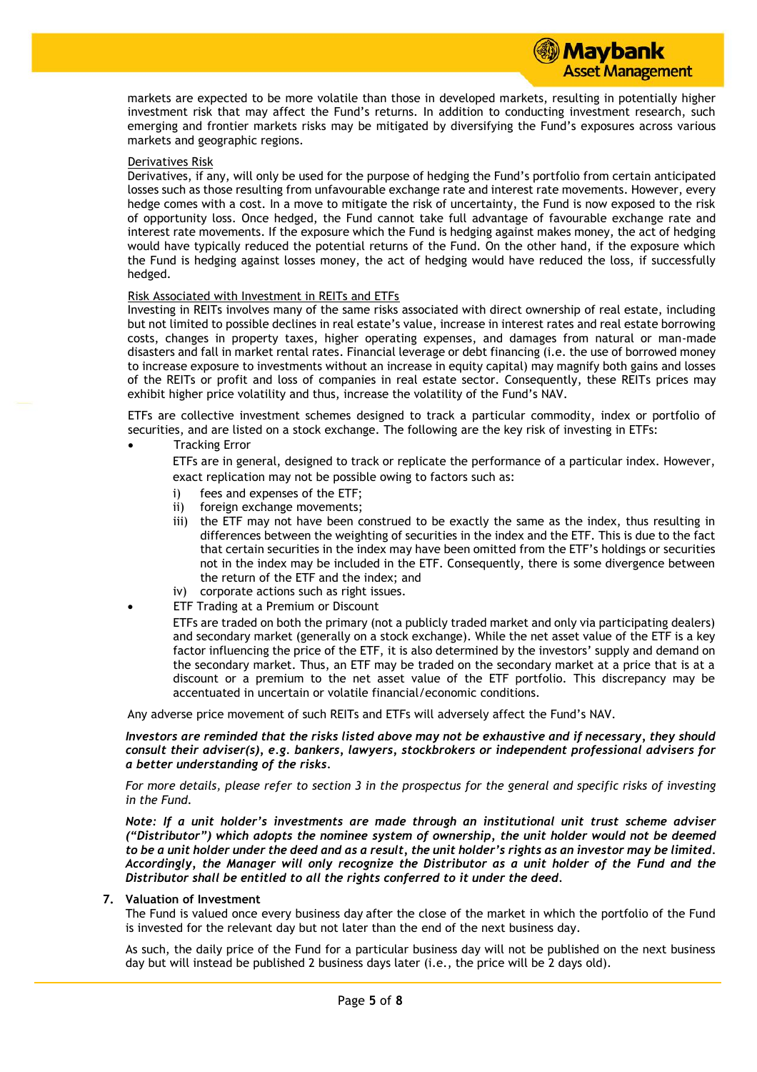markets are expected to be more volatile than those in developed markets, resulting in potentially higher investment risk that may affect the Fund's returns. In addition to conducting investment research, such emerging and frontier markets risks may be mitigated by diversifying the Fund's exposures across various markets and geographic regions.

Derivatives Risk

Derivatives, if any, will only be used for the purpose of hedging the Fund's portfolio from certain anticipated losses such as those resulting from unfavourable exchange rate and interest rate movements. However, every hedge comes with a cost. In a move to mitigate the risk of uncertainty, the Fund is now exposed to the risk of opportunity loss. Once hedged, the Fund cannot take full advantage of favourable exchange rate and interest rate movements. If the exposure which the Fund is hedging against makes money, the act of hedging would have typically reduced the potential returns of the Fund. On the other hand, if the exposure which the Fund is hedging against losses money, the act of hedging would have reduced the loss, if successfully hedged.

Risk Associated with Investment in REITs and ETFs

Investing in REITs involves many of the same risks associated with direct ownership of real estate, including but not limited to possible declines in real estate's value, increase in interest rates and real estate borrowing costs, changes in property taxes, higher operating expenses, and damages from natural or man-made disasters and fall in market rental rates. Financial leverage or debt financing (i.e. the use of borrowed money to increase exposure to investments without an increase in equity capital) may magnify both gains and losses of the REITs or profit and loss of companies in real estate sector. Consequently, these REITs prices may exhibit higher price volatility and thus, increase the volatility of the Fund's NAV.

ETFs are collective investment schemes designed to track a particular commodity, index or portfolio of securities, and are listed on a stock exchange. The following are the key risk of investing in ETFs:

- Tracking Error

  ETFs are in general, designed to track or replicate the performance of a particular index. However, exact replication may not be possible owing to factors such as:

  i) fees and expenses of the ETF;
  ii) foreign exchange movements;
  iii) the ETF may not have been construed to be exactly the same as the index, thus resulting in differences between the weighting of securities in the index and the ETF. This is due to the fact that certain securities in the index may have been omitted from the ETF's holdings or securities not in the index may be included in the ETF. Consequently, there is some divergence between the return of the ETF and the index; and
  iv) corporate actions such as right issues.

- ETF Trading at a Premium or Discount

  ETFs are traded on both the primary (not a publicly traded market and only via participating dealers) and secondary market (generally on a stock exchange). While the net asset value of the ETF is a key factor influencing the price of the ETF, it is also determined by the investors' supply and demand on the secondary market. Thus, an ETF may be traded on the secondary market at a price that is at a discount or a premium to the net asset value of the ETF portfolio. This discrepancy may be accentuated in uncertain or volatile financial/economic conditions.

Any adverse price movement of such REITs and ETFs will adversely affect the Fund's NAV.

***Investors are reminded that the risks listed above may not be exhaustive and if necessary, they should consult their adviser(s), e.g. bankers, lawyers, stockbrokers or independent professional advisers for a better understanding of the risks.***

*For more details, please refer to section 3 in the prospectus for the general and specific risks of investing in the Fund.*

***Note: If a unit holder's investments are made through an institutional unit trust scheme adviser ("Distributor") which adopts the nominee system of ownership, the unit holder would not be deemed to be a unit holder under the deed and as a result, the unit holder's rights as an investor may be limited. Accordingly, the Manager will only recognize the Distributor as a unit holder of the Fund and the Distributor shall be entitled to all the rights conferred to it under the deed.***

**7. Valuation of Investment**

The Fund is valued once every business day after the close of the market in which the portfolio of the Fund is invested for the relevant day but not later than the end of the next business day.

As such, the daily price of the Fund for a particular business day will not be published on the next business day but will instead be published 2 business days later (i.e., the price will be 2 days old).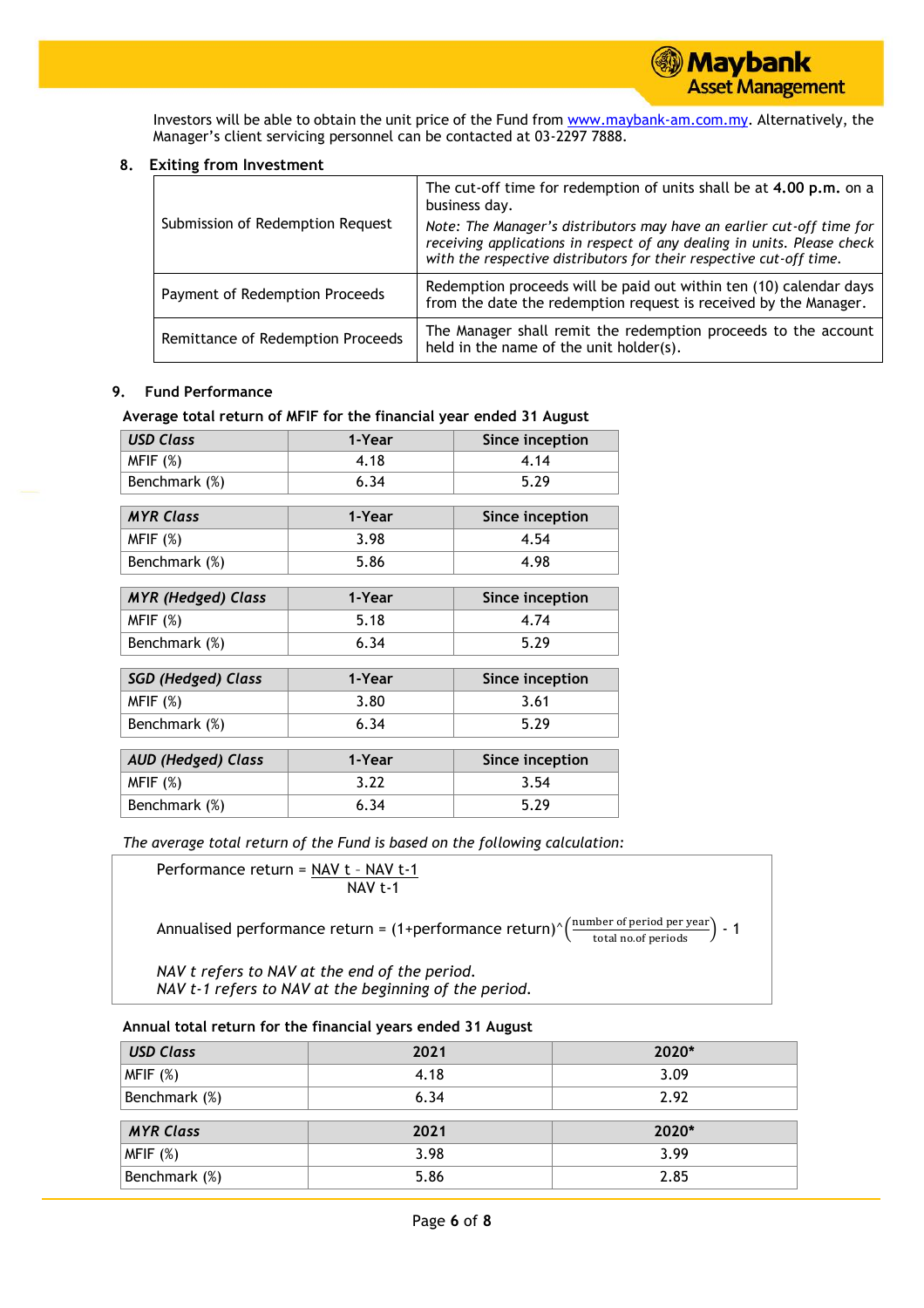Investors will be able to obtain the unit price of the Fund from www.maybank-am.com.my. Alternatively, the Manager's client servicing personnel can be contacted at 03-2297 7888.

## 8. Exiting from Investment

| | |
|---|---|
| Submission of Redemption Request | The cut-off time for redemption of units shall be at **4.00 p.m.** on a business day.<br>*Note: The Manager's distributors may have an earlier cut-off time for receiving applications in respect of any dealing in units. Please check with the respective distributors for their respective cut-off time.* |
| Payment of Redemption Proceeds | Redemption proceeds will be paid out within ten (10) calendar days from the date the redemption request is received by the Manager. |
| Remittance of Redemption Proceeds | The Manager shall remit the redemption proceeds to the account held in the name of the unit holder(s). |

## 9. Fund Performance

**Average total return of MFIF for the financial year ended 31 August**

| *USD Class* | 1-Year | Since inception |
|---|---|---|
| MFIF (%) | 4.18 | 4.14 |
| Benchmark (%) | 6.34 | 5.29 |

| *MYR Class* | 1-Year | Since inception |
|---|---|---|
| MFIF (%) | 3.98 | 4.54 |
| Benchmark (%) | 5.86 | 4.98 |

| *MYR (Hedged) Class* | 1-Year | Since inception |
|---|---|---|
| MFIF (%) | 5.18 | 4.74 |
| Benchmark (%) | 6.34 | 5.29 |

| *SGD (Hedged) Class* | 1-Year | Since inception |
|---|---|---|
| MFIF (%) | 3.80 | 3.61 |
| Benchmark (%) | 6.34 | 5.29 |

| *AUD (Hedged) Class* | 1-Year | Since inception |
|---|---|---|
| MFIF (%) | 3.22 | 3.54 |
| Benchmark (%) | 6.34 | 5.29 |

*The average total return of the Fund is based on the following calculation:*

$$\text{Performance return} = \frac{\text{NAV t} - \text{NAV t-1}}{\text{NAV t-1}}$$

$$\text{Annualised performance return} = (1+\text{performance return})\text{^}\left(\frac{\text{number of period per year}}{\text{total no.of periods}}\right) - 1$$

*NAV t refers to NAV at the end of the period.*
*NAV t-1 refers to NAV at the beginning of the period.*

**Annual total return for the financial years ended 31 August**

| *USD Class* | 2021 | 2020* |
|---|---|---|
| MFIF (%) | 4.18 | 3.09 |
| Benchmark (%) | 6.34 | 2.92 |

| *MYR Class* | 2021 | 2020* |
|---|---|---|
| MFIF (%) | 3.98 | 3.99 |
| Benchmark (%) | 5.86 | 2.85 |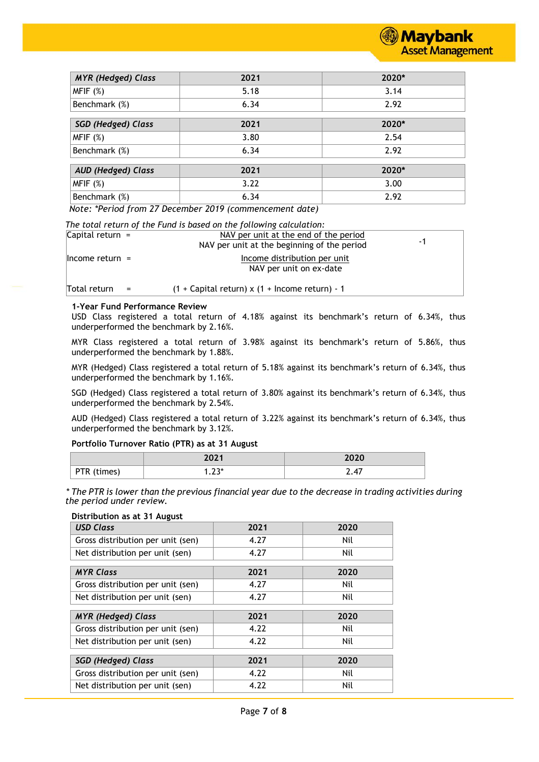| *MYR (Hedged) Class* | 2021 | 2020* |
|---|---|---|
| MFIF (%) | 5.18 | 3.14 |
| Benchmark (%) | 6.34 | 2.92 |

| *SGD (Hedged) Class* | 2021 | 2020* |
|---|---|---|
| MFIF (%) | 3.80 | 2.54 |
| Benchmark (%) | 6.34 | 2.92 |

| *AUD (Hedged) Class* | 2021 | 2020* |
|---|---|---|
| MFIF (%) | 3.22 | 3.00 |
| Benchmark (%) | 6.34 | 2.92 |

*Note: \*Period from 27 December 2019 (commencement date)*

*The total return of the Fund is based on the following calculation:*

$$\text{Capital return} = \frac{\text{NAV per unit at the end of the period}}{\text{NAV per unit at the beginning of the period}} - 1$$

$$\text{Income return} = \frac{\text{Income distribution per unit}}{\text{NAV per unit on ex-date}}$$

$$\text{Total return} = (1 + \text{Capital return}) \times (1 + \text{Income return}) - 1$$

**1-Year Fund Performance Review**

USD Class registered a total return of 4.18% against its benchmark's return of 6.34%, thus underperformed the benchmark by 2.16%.

MYR Class registered a total return of 3.98% against its benchmark's return of 5.86%, thus underperformed the benchmark by 1.88%.

MYR (Hedged) Class registered a total return of 5.18% against its benchmark's return of 6.34%, thus underperformed the benchmark by 1.16%.

SGD (Hedged) Class registered a total return of 3.80% against its benchmark's return of 6.34%, thus underperformed the benchmark by 2.54%.

AUD (Hedged) Class registered a total return of 3.22% against its benchmark's return of 6.34%, thus underperformed the benchmark by 3.12%.

**Portfolio Turnover Ratio (PTR) as at 31 August**

| | 2021 | 2020 |
|---|---|---|
| PTR (times) | 1.23* | 2.47 |

*\* The PTR is lower than the previous financial year due to the decrease in trading activities during the period under review.*

**Distribution as at 31 August**

| *USD Class* | 2021 | 2020 |
|---|---|---|
| Gross distribution per unit (sen) | 4.27 | Nil |
| Net distribution per unit (sen) | 4.27 | Nil |

| *MYR Class* | 2021 | 2020 |
|---|---|---|
| Gross distribution per unit (sen) | 4.27 | Nil |
| Net distribution per unit (sen) | 4.27 | Nil |

| *MYR (Hedged) Class* | 2021 | 2020 |
|---|---|---|
| Gross distribution per unit (sen) | 4.22 | Nil |
| Net distribution per unit (sen) | 4.22 | Nil |

| *SGD (Hedged) Class* | 2021 | 2020 |
|---|---|---|
| Gross distribution per unit (sen) | 4.22 | Nil |
| Net distribution per unit (sen) | 4.22 | Nil |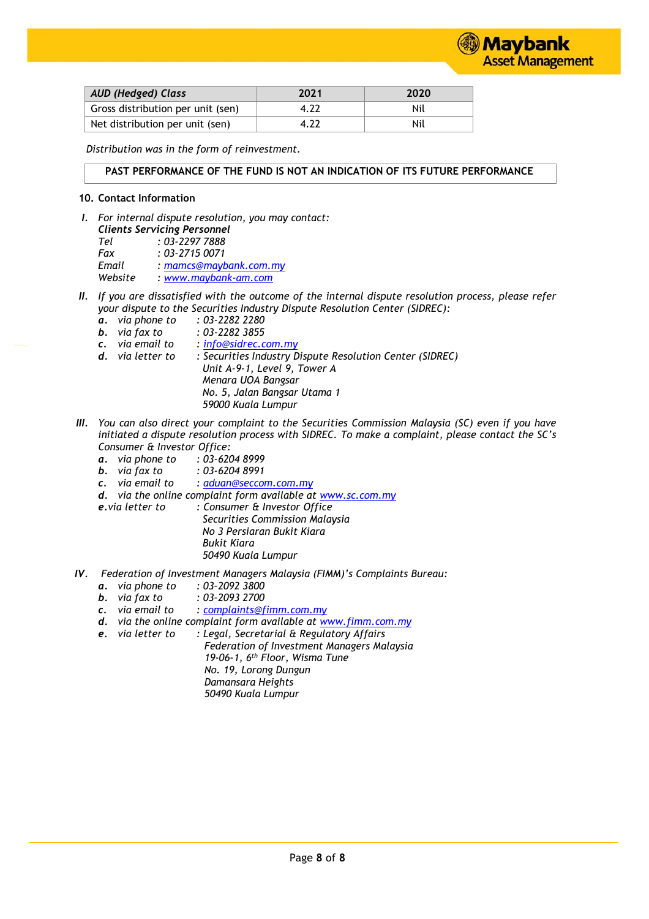| *AUD (Hedged) Class* | 2021 | 2020 |
| --- | --- | --- |
| Gross distribution per unit (sen) | 4.22 | Nil |
| Net distribution per unit (sen) | 4.22 | Nil |

*Distribution was in the form of reinvestment.*

**PAST PERFORMANCE OF THE FUND IS NOT AN INDICATION OF ITS FUTURE PERFORMANCE**

## 10. Contact Information

**I.** *For internal dispute resolution, you may contact:*
***Clients Servicing Personnel***
*Tel : 03-2297 7888*
*Fax : 03-2715 0071*
*Email : mamcs@maybank.com.my*
*Website : www.maybank-am.com*

**II.** *If you are dissatisfied with the outcome of the internal dispute resolution process, please refer your dispute to the Securities Industry Dispute Resolution Center (SIDREC):*

- **a.** *via phone to : 03-2282 2280*
- **b.** *via fax to : 03-2282 3855*
- **c.** *via email to : info@sidrec.com.my*
- **d.** *via letter to : Securities Industry Dispute Resolution Center (SIDREC)*
  *Unit A-9-1, Level 9, Tower A*
  *Menara UOA Bangsar*
  *No. 5, Jalan Bangsar Utama 1*
  *59000 Kuala Lumpur*

**III.** *You can also direct your complaint to the Securities Commission Malaysia (SC) even if you have initiated a dispute resolution process with SIDREC. To make a complaint, please contact the SC's Consumer & Investor Office:*

- **a.** *via phone to : 03-6204 8999*
- **b.** *via fax to : 03-6204 8991*
- **c.** *via email to : aduan@seccom.com.my*
- **d.** *via the online complaint form available at www.sc.com.my*
- **e.** *via letter to : Consumer & Investor Office*
  *Securities Commission Malaysia*
  *No 3 Persiaran Bukit Kiara*
  *Bukit Kiara*
  *50490 Kuala Lumpur*

**IV.** *Federation of Investment Managers Malaysia (FIMM)'s Complaints Bureau:*

- **a.** *via phone to : 03-2092 3800*
- **b.** *via fax to : 03-2093 2700*
- **c.** *via email to : complaints@fimm.com.my*
- **d.** *via the online complaint form available at www.fimm.com.my*
- **e.** *via letter to : Legal, Secretarial & Regulatory Affairs*
  *Federation of Investment Managers Malaysia*
  *19-06-1, 6th Floor, Wisma Tune*
  *No. 19, Lorong Dungun*
  *Damansara Heights*
  *50490 Kuala Lumpur*